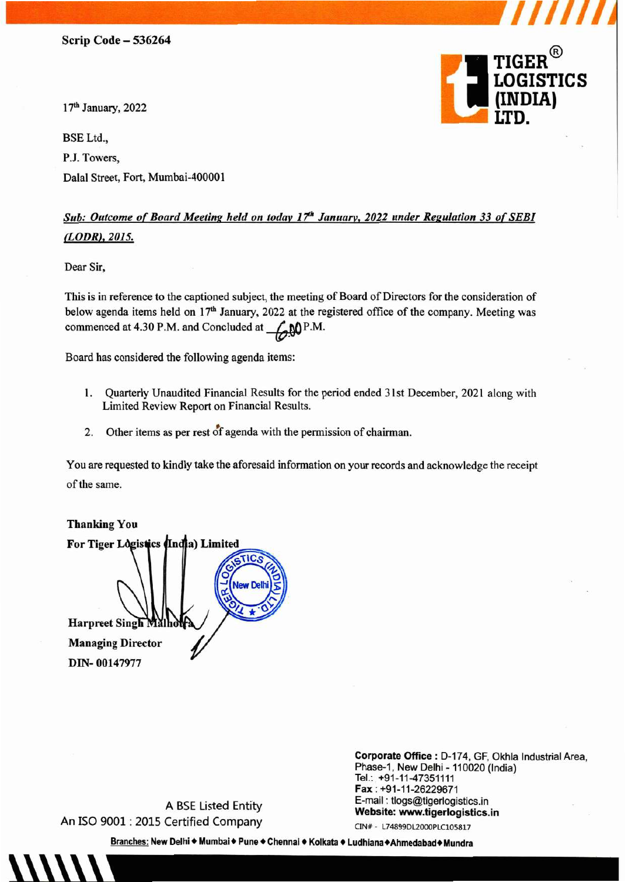Scrip Code – 536264

TIGER® LOGISTICS (INDIA) LTD.

17th January, 2022

BSE Ltd.,
P.J. Towers,
Dalal Street, Fort, Mumbai-400001

***Sub: Outcome of Board Meeting held on today 17th January, 2022 under Regulation 33 of SEBI (LODR), 2015.***

Dear Sir,

This is in reference to the captioned subject, the meeting of Board of Directors for the consideration of below agenda items held on 17th January, 2022 at the registered office of the company. Meeting was commenced at 4.30 P.M. and Concluded at 6.00 P.M.

Board has considered the following agenda items:

1. Quarterly Unaudited Financial Results for the period ended 31st December, 2021 along with Limited Review Report on Financial Results.
2. Other items as per rest of agenda with the permission of chairman.

You are requested to kindly take the aforesaid information on your records and acknowledge the receipt of the same.

**Thanking You**
**For Tiger Logistics (India) Limited**

**Harpreet Singh Malhotra**
**Managing Director**
**DIN- 00147977**

A BSE Listed Entity
An ISO 9001 : 2015 Certified Company

**Corporate Office :** D-174, GF, Okhla Industrial Area, Phase-1, New Delhi - 110020 (India)
Tel.: +91-11-47351111
**Fax** : +91-11-26229671
E-mail : tlogs@tigerlogistics.in
**Website: www.tigerlogistics.in**
CIN# - L74899DL2000PLC105817

Branches: New Delhi ♦ Mumbai ♦ Pune ♦ Chennai ♦ Kolkata ♦ Ludhiana ♦ Ahmedabad ♦ Mundra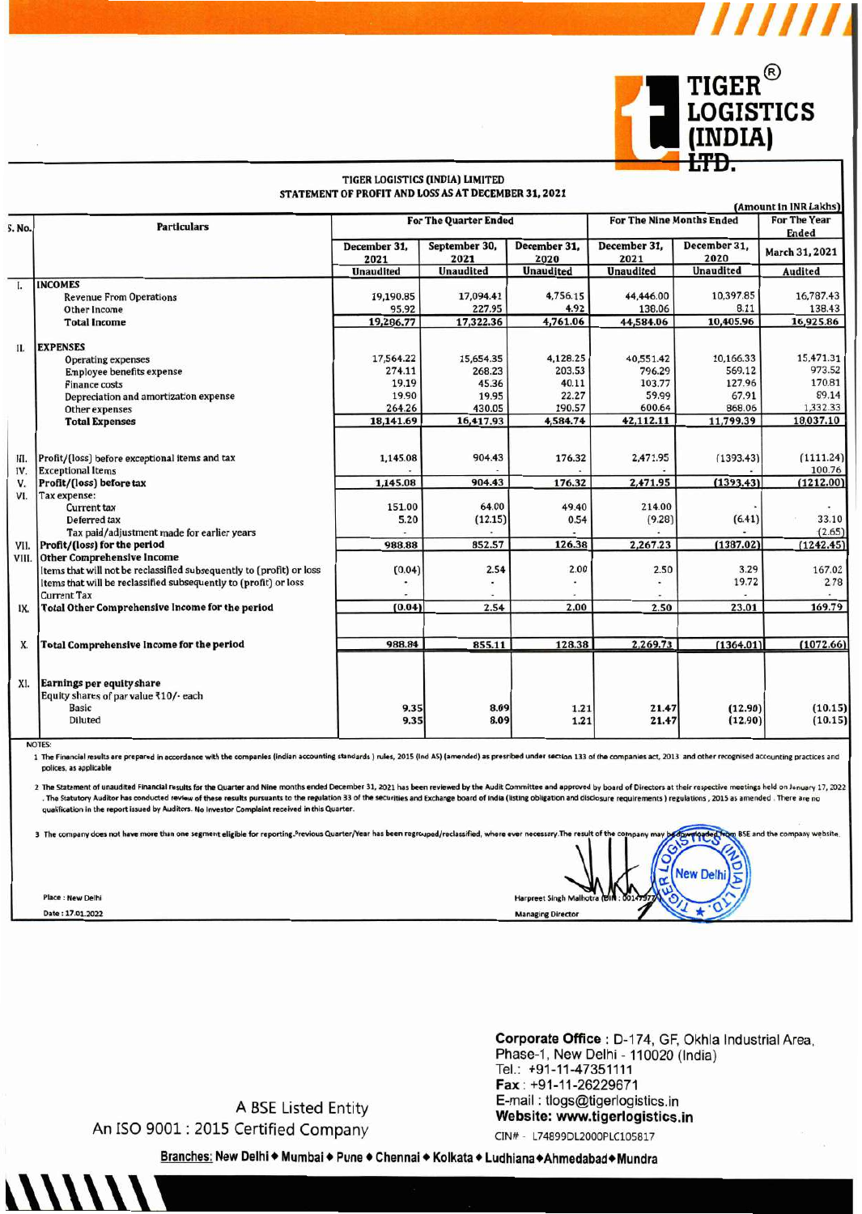TIGER® LOGISTICS (INDIA) LTD.

**TIGER LOGISTICS (INDIA) LIMITED**
**STATEMENT OF PROFIT AND LOSS AS AT DECEMBER 31, 2021**

(Amount In INR Lakhs)

| S. No. | Particulars | For The Quarter Ended | | | For The Nine Months Ended | | For The Year Ended |
|---|---|---|---|---|---|---|---|
| | | December 31, 2021 | September 30, 2021 | December 31, 2020 | December 31, 2021 | December 31, 2020 | March 31, 2021 |
| | | Unaudited | Unaudited | Unaudited | Unaudited | Unaudited | Audited |
| I. | **INCOMES** | | | | | | |
| | Revenue From Operations | 19,190.85 | 17,094.41 | 4,756.15 | 44,446.00 | 10,397.85 | 16,787.43 |
| | Other Income | 95.92 | 227.95 | 4.92 | 138.06 | 8.11 | 138.43 |
| | **Total Income** | 19,286.77 | 17,322.36 | 4,761.06 | 44,584.06 | 10,405.96 | 16,925.86 |
| II. | **EXPENSES** | | | | | | |
| | Operating expenses | 17,564.22 | 15,654.35 | 4,128.25 | 40,551.42 | 10,166.33 | 15,471.31 |
| | Employee benefits expense | 274.11 | 268.23 | 203.53 | 796.29 | 569.12 | 973.52 |
| | Finance costs | 19.19 | 45.36 | 40.11 | 103.77 | 127.96 | 170.81 |
| | Depreciation and amortization expense | 19.90 | 19.95 | 22.27 | 59.99 | 67.91 | 89.14 |
| | Other expenses | 264.26 | 430.05 | 190.57 | 600.64 | 868.06 | 1,332.33 |
| | **Total Expenses** | 18,141.69 | 16,417.93 | 4,584.74 | 42,112.11 | 11,799.39 | 18,037.10 |
| III. | Profit/(loss) before exceptional items and tax | 1,145.08 | 904.43 | 176.32 | 2,471.95 | (1393.43) | (1111.24) |
| IV. | Exceptional Items | - | - | - | - | - | 100.76 |
| V. | **Profit/(loss) before tax** | 1,145.08 | 904.43 | 176.32 | 2,471.95 | (1393.43) | (1212.00) |
| VI. | Tax expense: | | | | | | |
| | Current tax | 151.00 | 64.00 | 49.40 | 214.00 | - | - |
| | Deferred tax | 5.20 | (12.15) | 0.54 | (9.28) | (6.41) | 33.10 |
| | Tax paid/adjustment made for earlier years | - | - | - | - | - | (2.65) |
| VII. | **Profit/(loss) for the period** | 988.88 | 852.57 | 126.38 | 2,267.23 | (1387.02) | (1242.45) |
| VIII. | **Other Comprehensive Income** | | | | | | |
| | Items that will not be reclassified subsequently to (profit) or loss | (0.04) | 2.54 | 2.00 | 2.50 | 3.29 | 167.02 |
| | Items that will be reclassified subsequently to (profit) or loss | - | - | - | - | 19.72 | 2.78 |
| | Current Tax | - | - | - | - | - | - |
| IX. | **Total Other Comprehensive Income for the period** | (0.04) | 2.54 | 2.00 | 2.50 | 23.01 | 169.79 |
| X. | **Total Comprehensive Income for the period** | 988.84 | 855.11 | 128.38 | 2,269.73 | (1364.01) | (1072.66) |
| XI. | **Earnings per equity share** | | | | | | |
| | Equity shares of par value ₹10/- each | | | | | | |
| | Basic | 9.35 | 8.09 | 1.21 | 21.47 | (12.90) | (10.15) |
| | Diluted | 9.35 | 8.09 | 1.21 | 21.47 | (12.90) | (10.15) |

NOTES:

1. The Financial results are prepared in accordance with the companies (indian accounting standards ) rules, 2015 (Ind AS) (amended) as presribed under section 133 of the companies act, 2013 and other recognised accounting practices and polices, as applicable
2. The Statement of unaudited Financial results for the Quarter and Nine months ended December 31, 2021 has been reviewed by the Audit Committee and approved by board of Directors at their respective meetings held on January 17, 2022 . The Statutory Auditor has conducted review of these results pursuants to the regulation 33 of the securities and Exchange board of India (listing obligation and disclosure requirements ) regulations , 2015 as amended . There are no qualification in the report issued by Auditors. No Investor Complaint received in this Quarter.
3. The company does not have more than one segment eligible for reporting.Previous Quarter/Year has been regrouped/reclassified, where ever necessary.The result of the company may be downloaded from BSE and the company website.

Place : New Delhi
Date : 17.01.2022

Harpreet Singh Malhotra (DIN : 00147977)
Managing Director

**Corporate Office** : D-174, GF, Okhla Industrial Area, Phase-1, New Delhi - 110020 (India)
Tel.: +91-11-47351111
**Fax** : +91-11-26229671
E-mail : tlogs@tigerlogistics.in
**Website: www.tigerlogistics.in**
CIN# - L74899DL2000PLC105817

A BSE Listed Entity
An ISO 9001 : 2015 Certified Company

**Branches: New Delhi ♦ Mumbai ♦ Pune ♦ Chennai ♦ Kolkata ♦ Ludhiana ♦ Ahmedabad ♦ Mundra**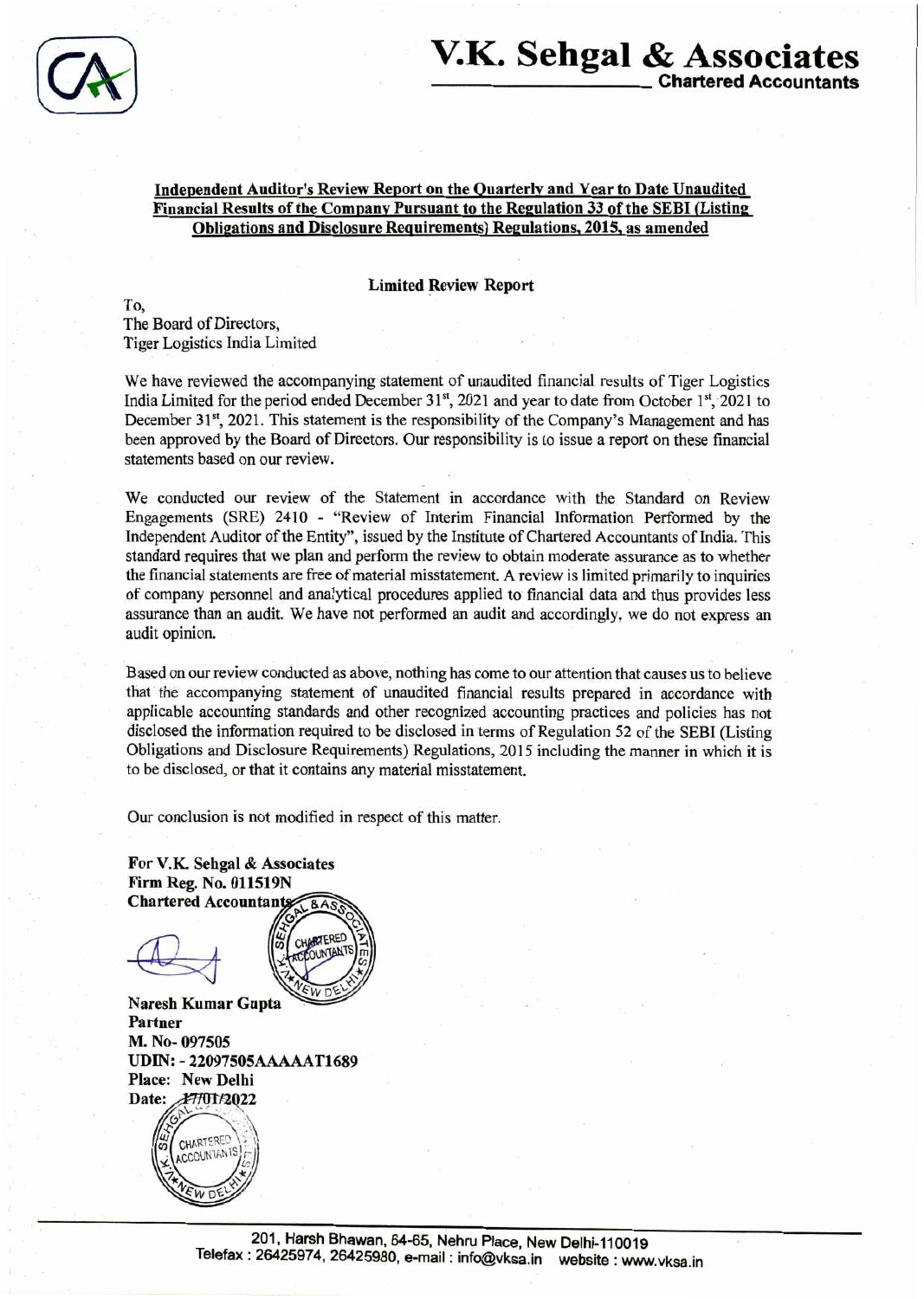# V.K. Sehgal & Associates

**Chartered Accountants**

**Independent Auditor's Review Report on the Quarterly and Year to Date Unaudited Financial Results of the Company Pursuant to the Regulation 33 of the SEBI (Listing Obligations and Disclosure Requirements) Regulations, 2015, as amended**

**Limited Review Report**

To,
The Board of Directors,
Tiger Logistics India Limited

We have reviewed the accompanying statement of unaudited financial results of Tiger Logistics India Limited for the period ended December 31st, 2021 and year to date from October 1st, 2021 to December 31st, 2021. This statement is the responsibility of the Company's Management and has been approved by the Board of Directors. Our responsibility is to issue a report on these financial statements based on our review.

We conducted our review of the Statement in accordance with the Standard on Review Engagements (SRE) 2410 - "Review of Interim Financial Information Performed by the Independent Auditor of the Entity", issued by the Institute of Chartered Accountants of India. This standard requires that we plan and perform the review to obtain moderate assurance as to whether the financial statements are free of material misstatement. A review is limited primarily to inquiries of company personnel and analytical procedures applied to financial data and thus provides less assurance than an audit. We have not performed an audit and accordingly, we do not express an audit opinion.

Based on our review conducted as above, nothing has come to our attention that causes us to believe that the accompanying statement of unaudited financial results prepared in accordance with applicable accounting standards and other recognized accounting practices and policies has not disclosed the information required to be disclosed in terms of Regulation 52 of the SEBI (Listing Obligations and Disclosure Requirements) Regulations, 2015 including the manner in which it is to be disclosed, or that it contains any material misstatement.

Our conclusion is not modified in respect of this matter.

**For V.K. Sehgal & Associates**
**Firm Reg. No. 011519N**
**Chartered Accountants**

**Naresh Kumar Gupta**
**Partner**
**M. No- 097505**
**UDIN: - 22097505AAAAAT1689**
**Place: New Delhi**
**Date: 17/01/2022**

201, Harsh Bhawan, 64-65, Nehru Place, New Delhi-110019
Telefax : 26425974, 26425980, e-mail : info@vksa.in website : www.vksa.in